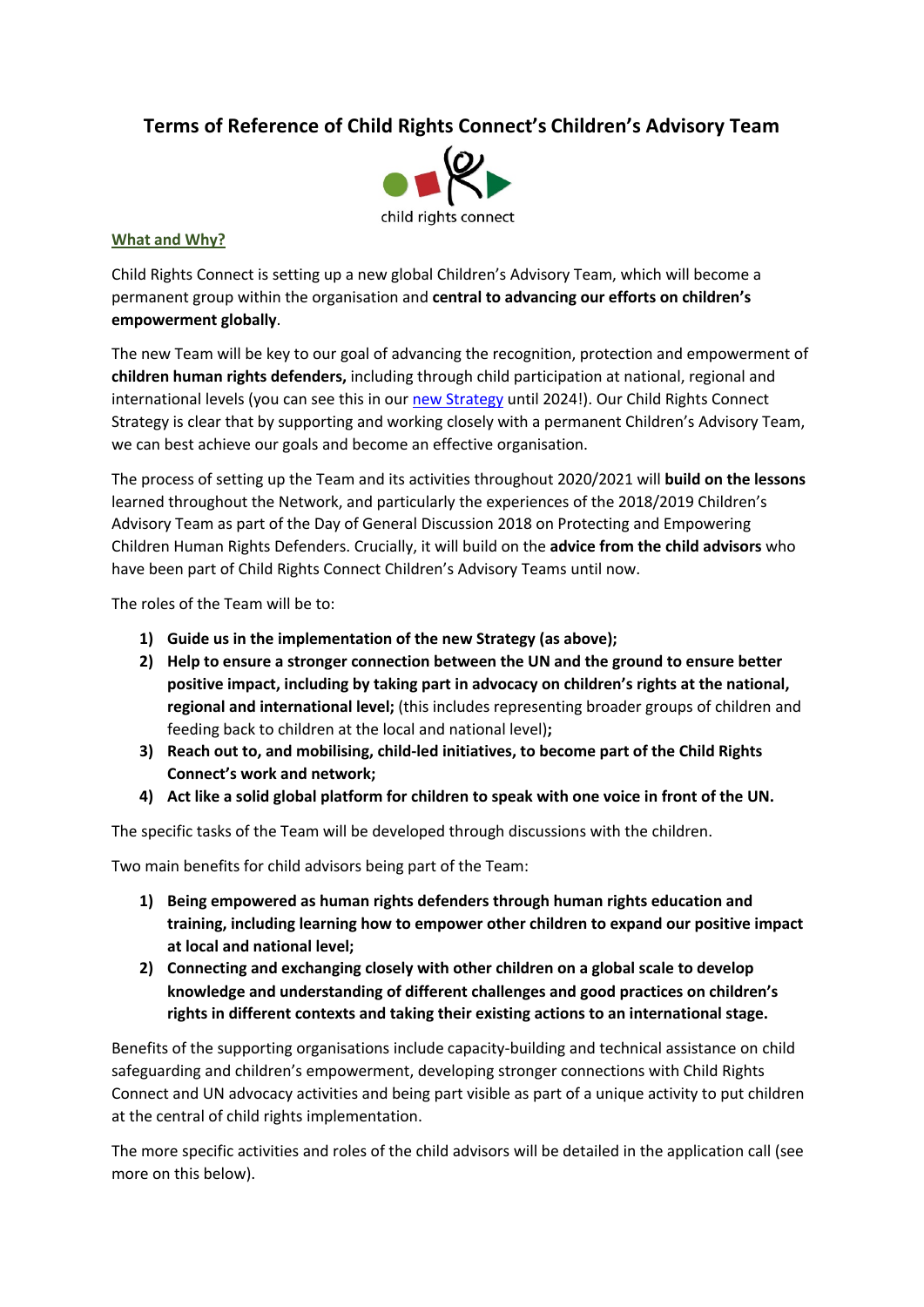# Terms of Reference of Child Rights Connect's Children's Advisory Team

child rights connect

## What and Why?

Child Rights Connect is setting up a new global Children's Advisory Team, which will become a permanent group within the organisation and **central to advancing our efforts on children's empowerment globally**.

The new Team will be key to our goal of advancing the recognition, protection and empowerment of **children human rights defenders,** including through child participation at national, regional and international levels (you can see this in our new Strategy until 2024!). Our Child Rights Connect Strategy is clear that by supporting and working closely with a permanent Children's Advisory Team, we can best achieve our goals and become an effective organisation.

The process of setting up the Team and its activities throughout 2020/2021 will **build on the lessons** learned throughout the Network, and particularly the experiences of the 2018/2019 Children's Advisory Team as part of the Day of General Discussion 2018 on Protecting and Empowering Children Human Rights Defenders. Crucially, it will build on the **advice from the child advisors** who have been part of Child Rights Connect Children's Advisory Teams until now.

The roles of the Team will be to:

1) **Guide us in the implementation of the new Strategy (as above);**
2) **Help to ensure a stronger connection between the UN and the ground to ensure better positive impact, including by taking part in advocacy on children's rights at the national, regional and international level;** (this includes representing broader groups of children and feeding back to children at the local and national level)**;**
3) **Reach out to, and mobilising, child-led initiatives, to become part of the Child Rights Connect's work and network;**
4) **Act like a solid global platform for children to speak with one voice in front of the UN.**

The specific tasks of the Team will be developed through discussions with the children.

Two main benefits for child advisors being part of the Team:

1) **Being empowered as human rights defenders through human rights education and training, including learning how to empower other children to expand our positive impact at local and national level;**
2) **Connecting and exchanging closely with other children on a global scale to develop knowledge and understanding of different challenges and good practices on children's rights in different contexts and taking their existing actions to an international stage.**

Benefits of the supporting organisations include capacity-building and technical assistance on child safeguarding and children's empowerment, developing stronger connections with Child Rights Connect and UN advocacy activities and being part visible as part of a unique activity to put children at the central of child rights implementation.

The more specific activities and roles of the child advisors will be detailed in the application call (see more on this below).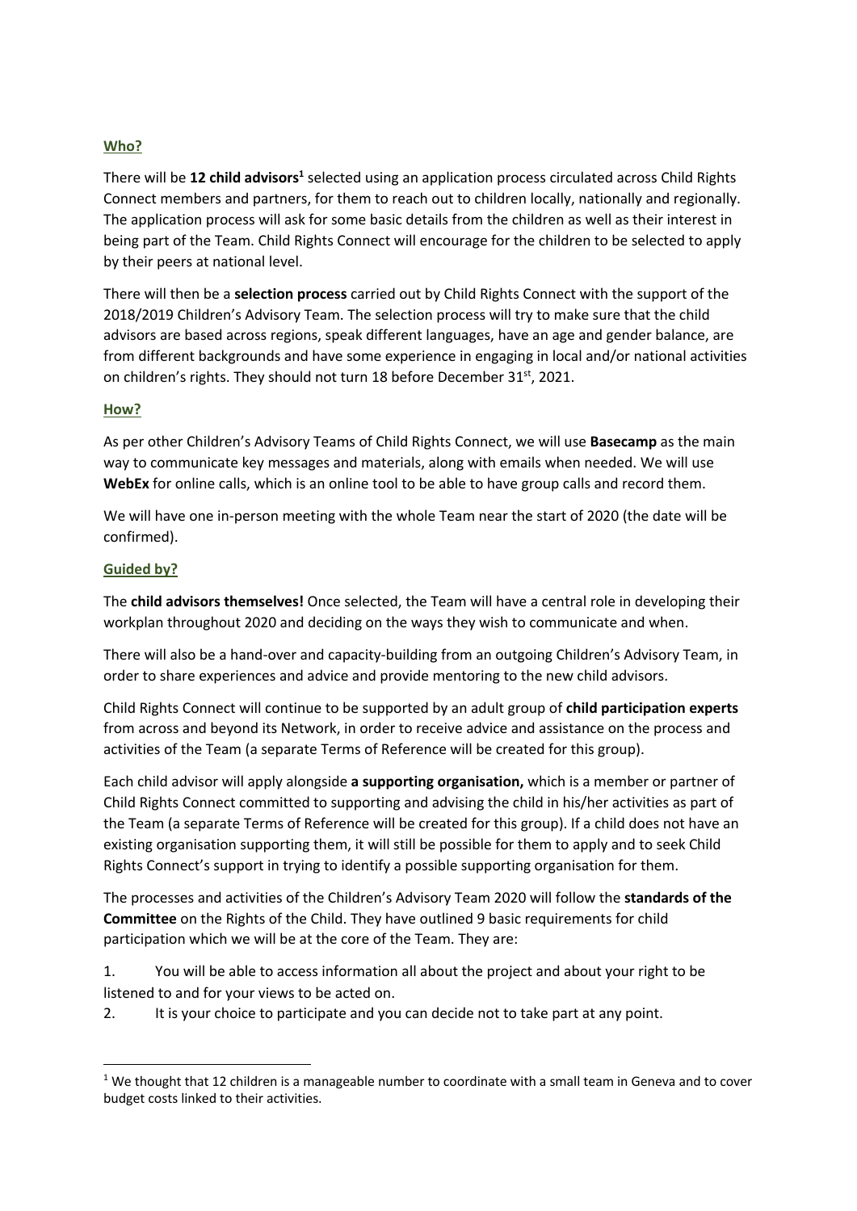## Who?

There will be **12 child advisors**[1] selected using an application process circulated across Child Rights Connect members and partners, for them to reach out to children locally, nationally and regionally. The application process will ask for some basic details from the children as well as their interest in being part of the Team. Child Rights Connect will encourage for the children to be selected to apply by their peers at national level.

There will then be a **selection process** carried out by Child Rights Connect with the support of the 2018/2019 Children's Advisory Team. The selection process will try to make sure that the child advisors are based across regions, speak different languages, have an age and gender balance, are from different backgrounds and have some experience in engaging in local and/or national activities on children's rights. They should not turn 18 before December 31st, 2021.

## How?

As per other Children's Advisory Teams of Child Rights Connect, we will use **Basecamp** as the main way to communicate key messages and materials, along with emails when needed. We will use **WebEx** for online calls, which is an online tool to be able to have group calls and record them.

We will have one in-person meeting with the whole Team near the start of 2020 (the date will be confirmed).

## Guided by?

The **child advisors themselves!** Once selected, the Team will have a central role in developing their workplan throughout 2020 and deciding on the ways they wish to communicate and when.

There will also be a hand-over and capacity-building from an outgoing Children's Advisory Team, in order to share experiences and advice and provide mentoring to the new child advisors.

Child Rights Connect will continue to be supported by an adult group of **child participation experts** from across and beyond its Network, in order to receive advice and assistance on the process and activities of the Team (a separate Terms of Reference will be created for this group).

Each child advisor will apply alongside **a supporting organisation,** which is a member or partner of Child Rights Connect committed to supporting and advising the child in his/her activities as part of the Team (a separate Terms of Reference will be created for this group). If a child does not have an existing organisation supporting them, it will still be possible for them to apply and to seek Child Rights Connect's support in trying to identify a possible supporting organisation for them.

The processes and activities of the Children's Advisory Team 2020 will follow the **standards of the Committee** on the Rights of the Child. They have outlined 9 basic requirements for child participation which we will be at the core of the Team. They are:

1. You will be able to access information all about the project and about your right to be listened to and for your views to be acted on.
2. It is your choice to participate and you can decide not to take part at any point.

[1] We thought that 12 children is a manageable number to coordinate with a small team in Geneva and to cover budget costs linked to their activities.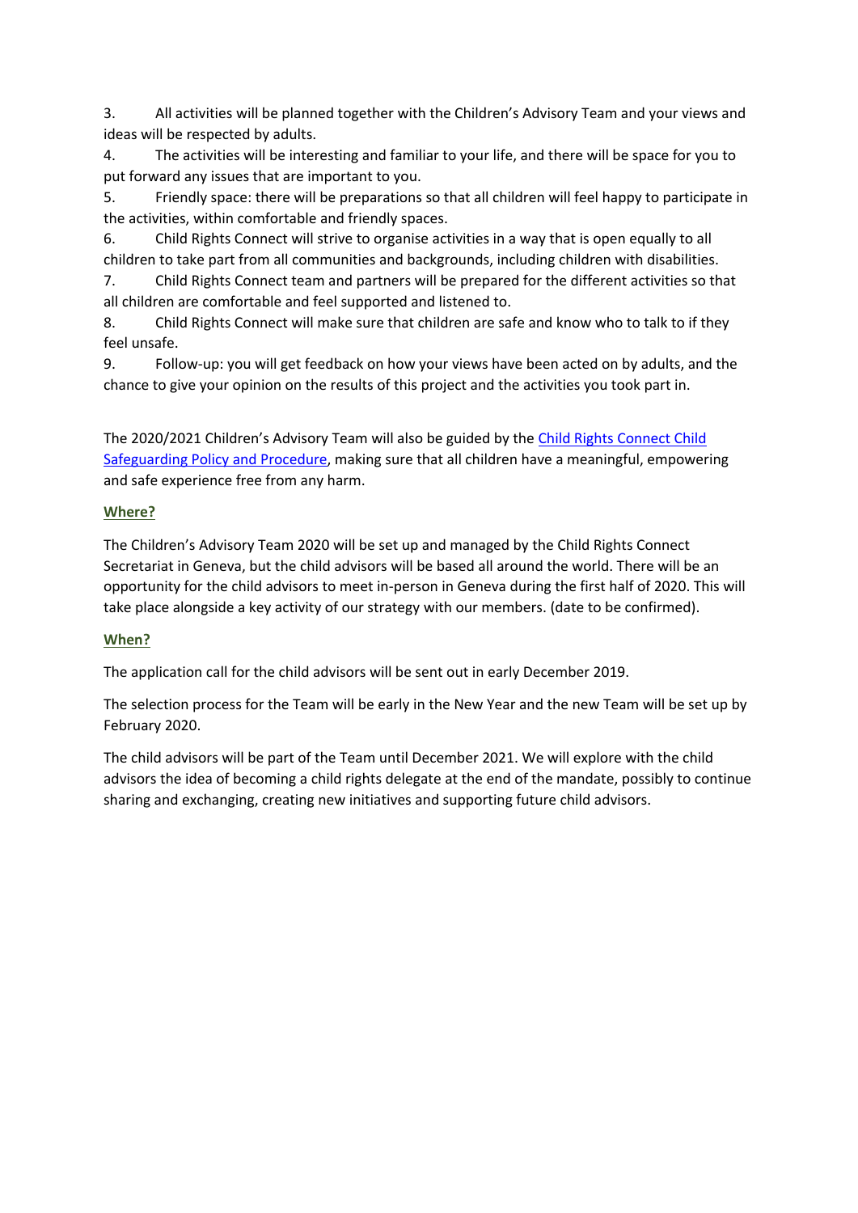3. All activities will be planned together with the Children's Advisory Team and your views and ideas will be respected by adults.
4. The activities will be interesting and familiar to your life, and there will be space for you to put forward any issues that are important to you.
5. Friendly space: there will be preparations so that all children will feel happy to participate in the activities, within comfortable and friendly spaces.
6. Child Rights Connect will strive to organise activities in a way that is open equally to all children to take part from all communities and backgrounds, including children with disabilities.
7. Child Rights Connect team and partners will be prepared for the different activities so that all children are comfortable and feel supported and listened to.
8. Child Rights Connect will make sure that children are safe and know who to talk to if they feel unsafe.
9. Follow-up: you will get feedback on how your views have been acted on by adults, and the chance to give your opinion on the results of this project and the activities you took part in.

The 2020/2021 Children's Advisory Team will also be guided by the Child Rights Connect Child Safeguarding Policy and Procedure, making sure that all children have a meaningful, empowering and safe experience free from any harm.

## Where?

The Children's Advisory Team 2020 will be set up and managed by the Child Rights Connect Secretariat in Geneva, but the child advisors will be based all around the world. There will be an opportunity for the child advisors to meet in-person in Geneva during the first half of 2020. This will take place alongside a key activity of our strategy with our members. (date to be confirmed).

## When?

The application call for the child advisors will be sent out in early December 2019.

The selection process for the Team will be early in the New Year and the new Team will be set up by February 2020.

The child advisors will be part of the Team until December 2021. We will explore with the child advisors the idea of becoming a child rights delegate at the end of the mandate, possibly to continue sharing and exchanging, creating new initiatives and supporting future child advisors.